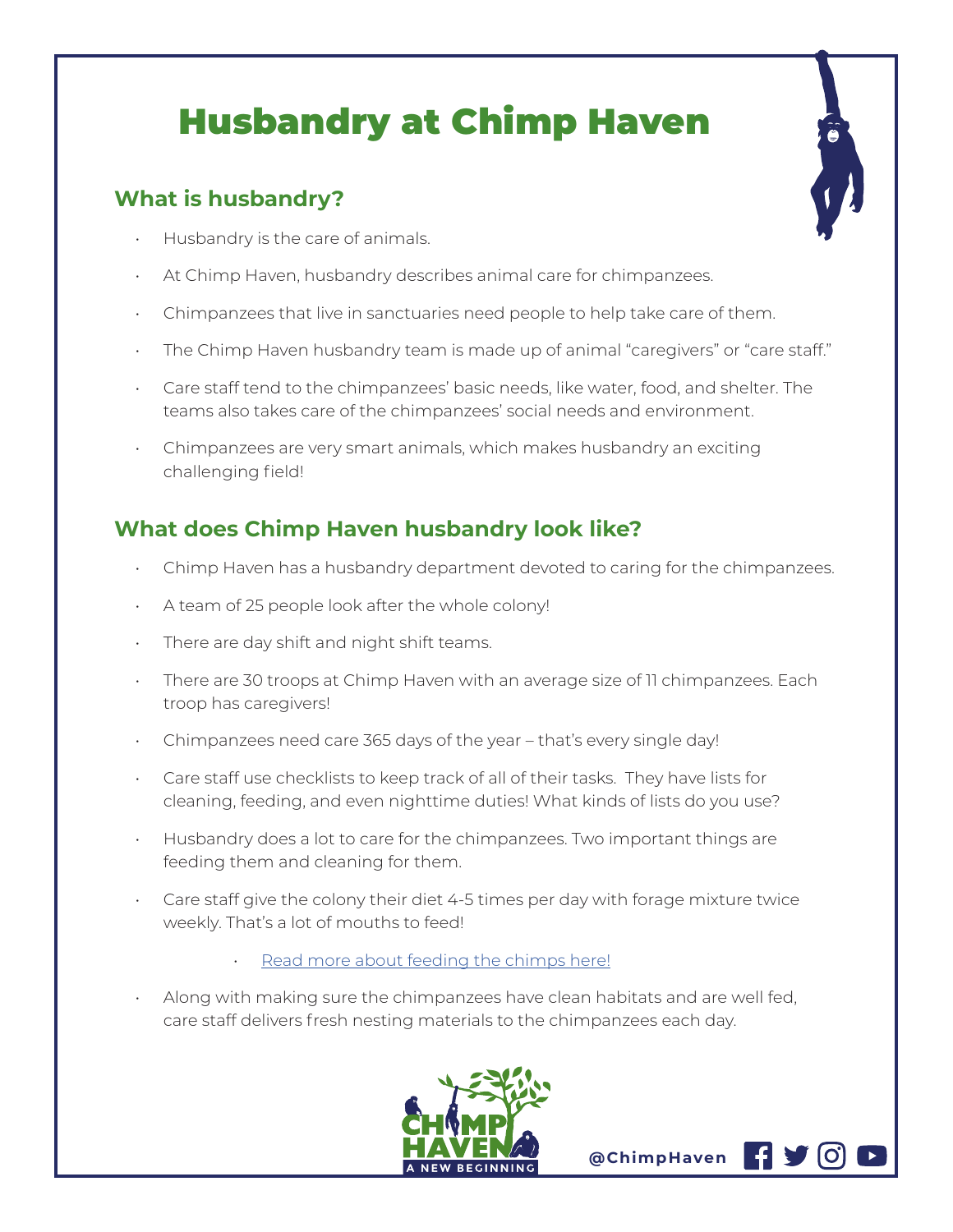# Husbandry at Chimp Haven

## What is husbandry?

- Husbandry is the care of animals.
- At Chimp Haven, husbandry describes animal care for chimpanzees.
- Chimpanzees that live in sanctuaries need people to help take care of them.
- The Chimp Haven husbandry team is made up of animal "caregivers" or "care staff."
- Care staff tend to the chimpanzees' basic needs, like water, food, and shelter. The teams also takes care of the chimpanzees' social needs and environment.
- Chimpanzees are very smart animals, which makes husbandry an exciting challenging field!

## What does Chimp Haven husbandry look like?

- Chimp Haven has a husbandry department devoted to caring for the chimpanzees.
- A team of 25 people look after the whole colony!
- There are day shift and night shift teams.
- There are 30 troops at Chimp Haven with an average size of 11 chimpanzees. Each troop has caregivers!
- Chimpanzees need care 365 days of the year – that's every single day!
- Care staff use checklists to keep track of all of their tasks. They have lists for cleaning, feeding, and even nighttime duties! What kinds of lists do you use?
- Husbandry does a lot to care for the chimpanzees. Two important things are feeding them and cleaning for them.
- Care staff give the colony their diet 4-5 times per day with forage mixture twice weekly. That's a lot of mouths to feed!
    - Read more about feeding the chimps here!
- Along with making sure the chimpanzees have clean habitats and are well fed, care staff delivers fresh nesting materials to the chimpanzees each day.

CHIMP HAVEN A NEW BEGINNING

@ChimpHaven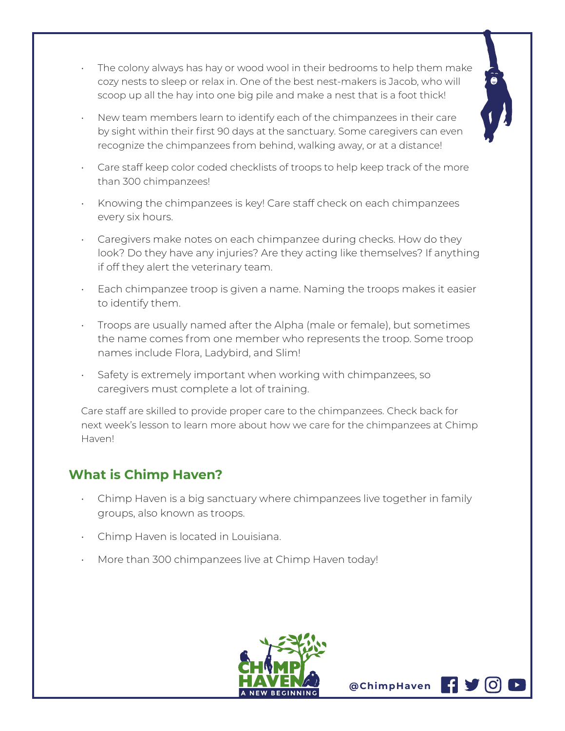- The colony always has hay or wood wool in their bedrooms to help them make cozy nests to sleep or relax in. One of the best nest-makers is Jacob, who will scoop up all the hay into one big pile and make a nest that is a foot thick!
- New team members learn to identify each of the chimpanzees in their care by sight within their first 90 days at the sanctuary. Some caregivers can even recognize the chimpanzees from behind, walking away, or at a distance!
- Care staff keep color coded checklists of troops to help keep track of the more than 300 chimpanzees!
- Knowing the chimpanzees is key! Care staff check on each chimpanzees every six hours.
- Caregivers make notes on each chimpanzee during checks. How do they look? Do they have any injuries? Are they acting like themselves? If anything if off they alert the veterinary team.
- Each chimpanzee troop is given a name. Naming the troops makes it easier to identify them.
- Troops are usually named after the Alpha (male or female), but sometimes the name comes from one member who represents the troop. Some troop names include Flora, Ladybird, and Slim!
- Safety is extremely important when working with chimpanzees, so caregivers must complete a lot of training.

Care staff are skilled to provide proper care to the chimpanzees. Check back for next week's lesson to learn more about how we care for the chimpanzees at Chimp Haven!

## What is Chimp Haven?

- Chimp Haven is a big sanctuary where chimpanzees live together in family groups, also known as troops.
- Chimp Haven is located in Louisiana.
- More than 300 chimpanzees live at Chimp Haven today!

CHIMP HAVEN
A NEW BEGINNING

@ChimpHaven